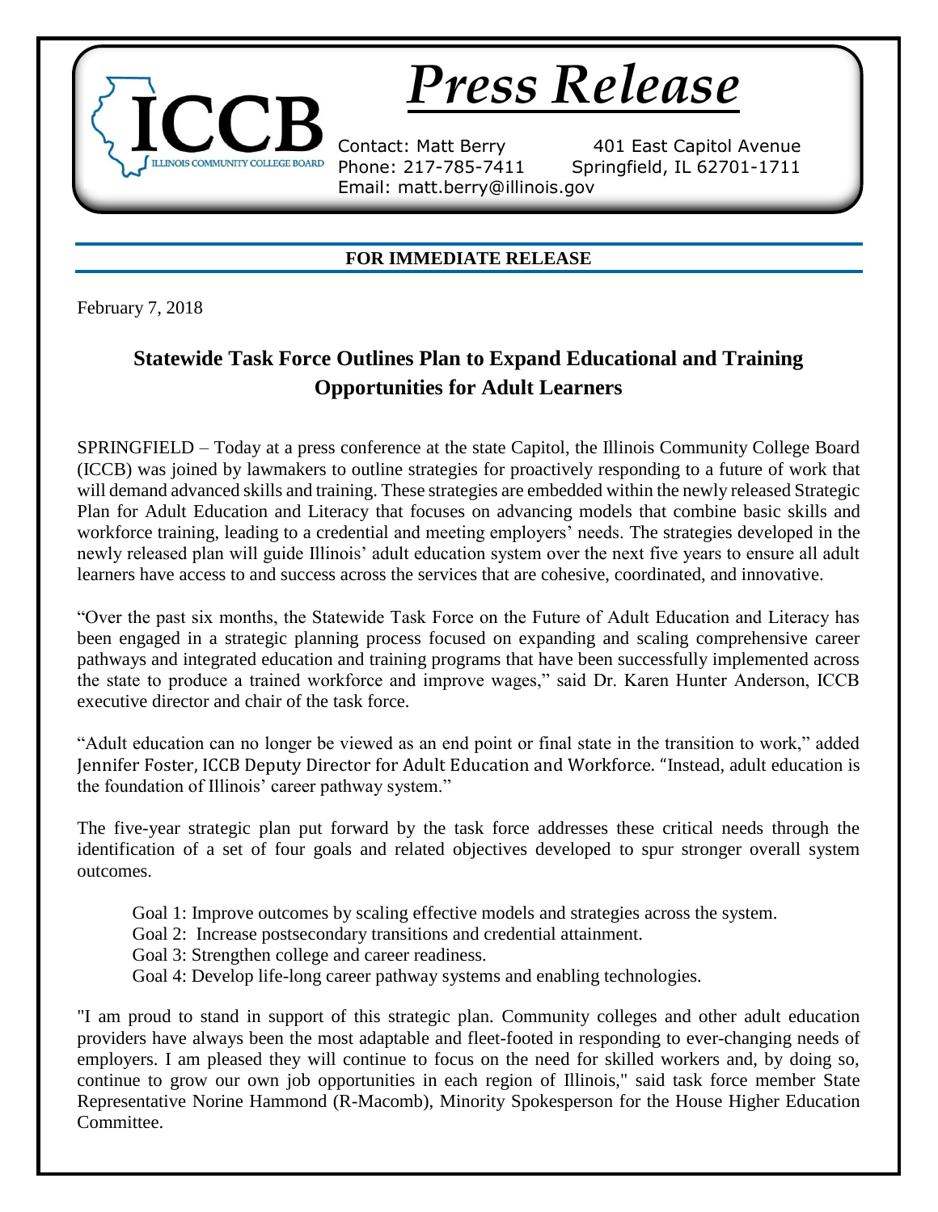# Press Release

ICCB — Illinois Community College Board

Contact: Matt Berry
Phone: 217-785-7411
Email: matt.berry@illinois.gov

401 East Capitol Avenue
Springfield, IL 62701-1711

**FOR IMMEDIATE RELEASE**

February 7, 2018

## Statewide Task Force Outlines Plan to Expand Educational and Training Opportunities for Adult Learners

SPRINGFIELD – Today at a press conference at the state Capitol, the Illinois Community College Board (ICCB) was joined by lawmakers to outline strategies for proactively responding to a future of work that will demand advanced skills and training. These strategies are embedded within the newly released Strategic Plan for Adult Education and Literacy that focuses on advancing models that combine basic skills and workforce training, leading to a credential and meeting employers' needs. The strategies developed in the newly released plan will guide Illinois' adult education system over the next five years to ensure all adult learners have access to and success across the services that are cohesive, coordinated, and innovative.

"Over the past six months, the Statewide Task Force on the Future of Adult Education and Literacy has been engaged in a strategic planning process focused on expanding and scaling comprehensive career pathways and integrated education and training programs that have been successfully implemented across the state to produce a trained workforce and improve wages," said Dr. Karen Hunter Anderson, ICCB executive director and chair of the task force.

"Adult education can no longer be viewed as an end point or final state in the transition to work," added Jennifer Foster, ICCB Deputy Director for Adult Education and Workforce. "Instead, adult education is the foundation of Illinois' career pathway system."

The five-year strategic plan put forward by the task force addresses these critical needs through the identification of a set of four goals and related objectives developed to spur stronger overall system outcomes.

- Goal 1: Improve outcomes by scaling effective models and strategies across the system.
- Goal 2: Increase postsecondary transitions and credential attainment.
- Goal 3: Strengthen college and career readiness.
- Goal 4: Develop life-long career pathway systems and enabling technologies.

"I am proud to stand in support of this strategic plan. Community colleges and other adult education providers have always been the most adaptable and fleet-footed in responding to ever-changing needs of employers. I am pleased they will continue to focus on the need for skilled workers and, by doing so, continue to grow our own job opportunities in each region of Illinois," said task force member State Representative Norine Hammond (R-Macomb), Minority Spokesperson for the House Higher Education Committee.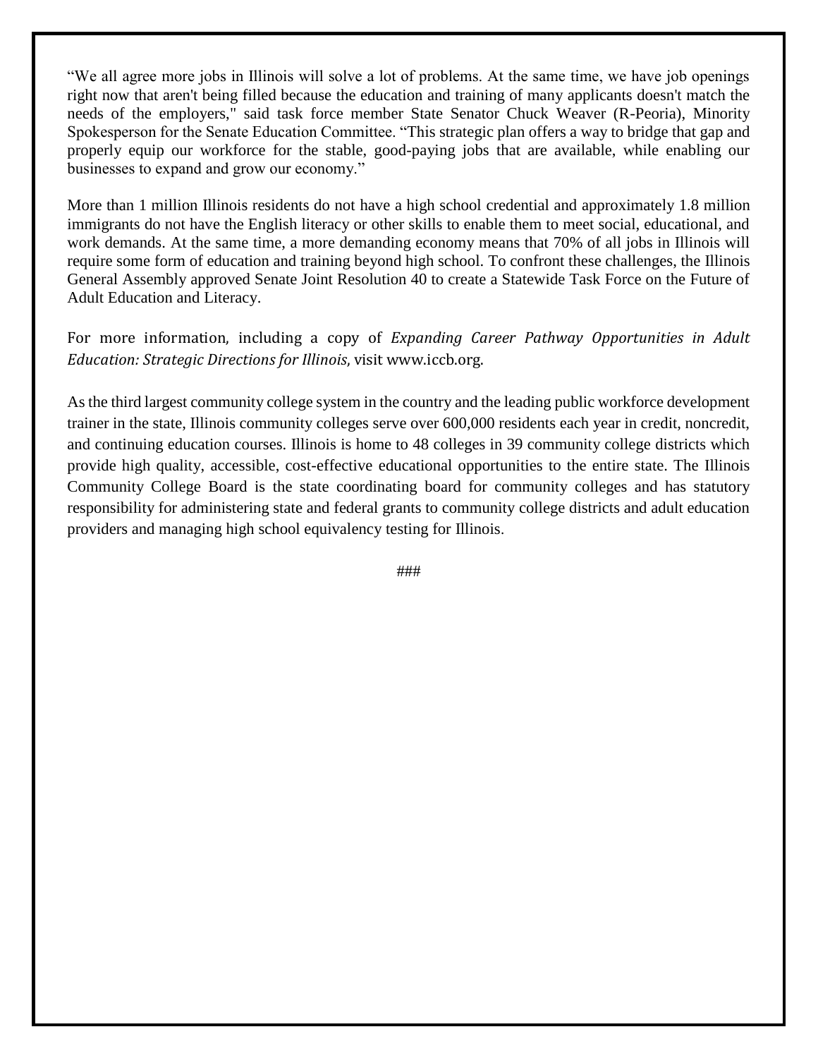“We all agree more jobs in Illinois will solve a lot of problems. At the same time, we have job openings right now that aren't being filled because the education and training of many applicants doesn't match the needs of the employers," said task force member State Senator Chuck Weaver (R-Peoria), Minority Spokesperson for the Senate Education Committee. “This strategic plan offers a way to bridge that gap and properly equip our workforce for the stable, good-paying jobs that are available, while enabling our businesses to expand and grow our economy.”

More than 1 million Illinois residents do not have a high school credential and approximately 1.8 million immigrants do not have the English literacy or other skills to enable them to meet social, educational, and work demands. At the same time, a more demanding economy means that 70% of all jobs in Illinois will require some form of education and training beyond high school. To confront these challenges, the Illinois General Assembly approved Senate Joint Resolution 40 to create a Statewide Task Force on the Future of Adult Education and Literacy.

For more information, including a copy of *Expanding Career Pathway Opportunities in Adult Education: Strategic Directions for Illinois,* visit www.iccb.org.

As the third largest community college system in the country and the leading public workforce development trainer in the state, Illinois community colleges serve over 600,000 residents each year in credit, noncredit, and continuing education courses. Illinois is home to 48 colleges in 39 community college districts which provide high quality, accessible, cost-effective educational opportunities to the entire state. The Illinois Community College Board is the state coordinating board for community colleges and has statutory responsibility for administering state and federal grants to community college districts and adult education providers and managing high school equivalency testing for Illinois.

###